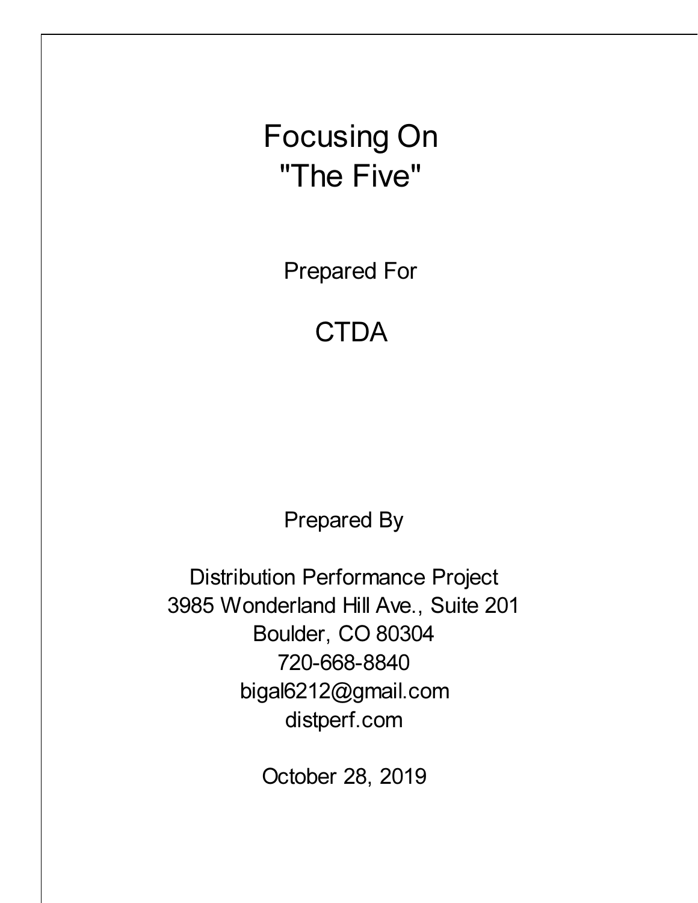# Focusing On "The Five"

Prepared For

CTDA

Prepared By

Distribution Performance Project
3985 Wonderland Hill Ave., Suite 201
Boulder, CO 80304
720-668-8840
bigal6212@gmail.com
distperf.com

October 28, 2019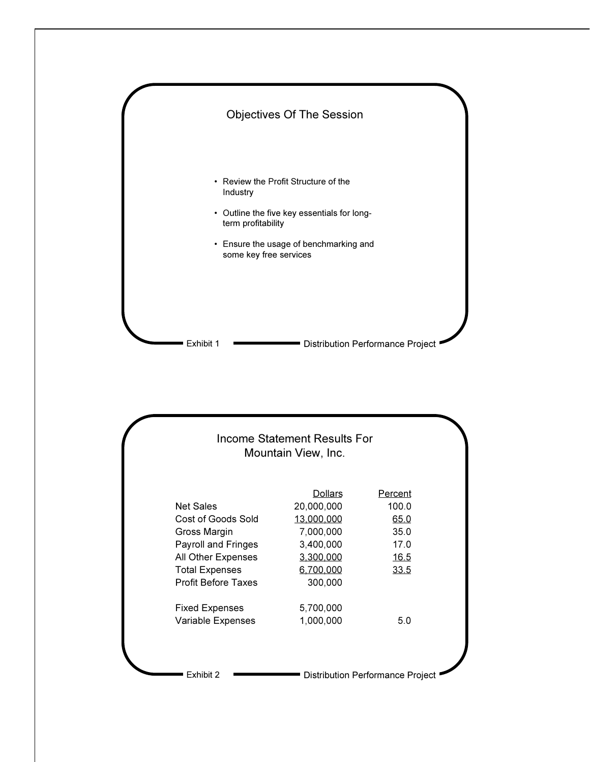## Objectives Of The Session

- Review the Profit Structure of the Industry
- Outline the five key essentials for long-term profitability
- Ensure the usage of benchmarking and some key free services

Exhibit 1 — Distribution Performance Project

## Income Statement Results For Mountain View, Inc.

| | Dollars | Percent |
|---|---|---|
| Net Sales | 20,000,000 | 100.0 |
| Cost of Goods Sold | 13,000,000 | 65.0 |
| Gross Margin | 7,000,000 | 35.0 |
| Payroll and Fringes | 3,400,000 | 17.0 |
| All Other Expenses | 3,300,000 | 16.5 |
| Total Expenses | 6,700,000 | 33.5 |
| Profit Before Taxes | 300,000 | |
| | | |
| Fixed Expenses | 5,700,000 | |
| Variable Expenses | 1,000,000 | 5.0 |

Exhibit 2 — Distribution Performance Project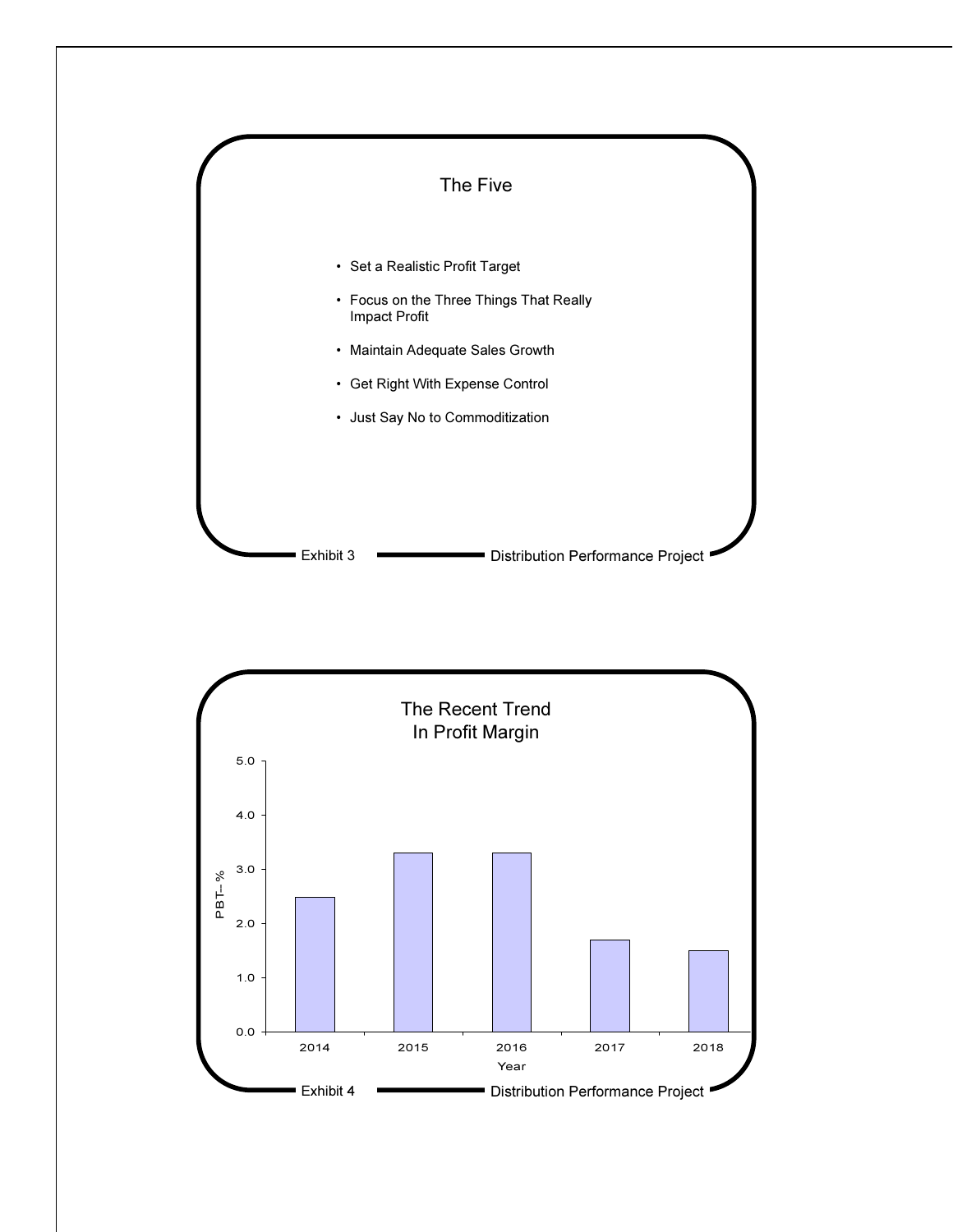## The Five

- Set a Realistic Profit Target
- Focus on the Three Things That Really Impact Profit
- Maintain Adequate Sales Growth
- Get Right With Expense Control
- Just Say No to Commoditization

Exhibit 3 — Distribution Performance Project

## The Recent Trend In Profit Margin

| Year | PBT–% |
|---|---|
| 2014 | 2.5 |
| 2015 | 3.3 |
| 2016 | 3.3 |
| 2017 | 1.7 |
| 2018 | 1.5 |

Exhibit 4 — Distribution Performance Project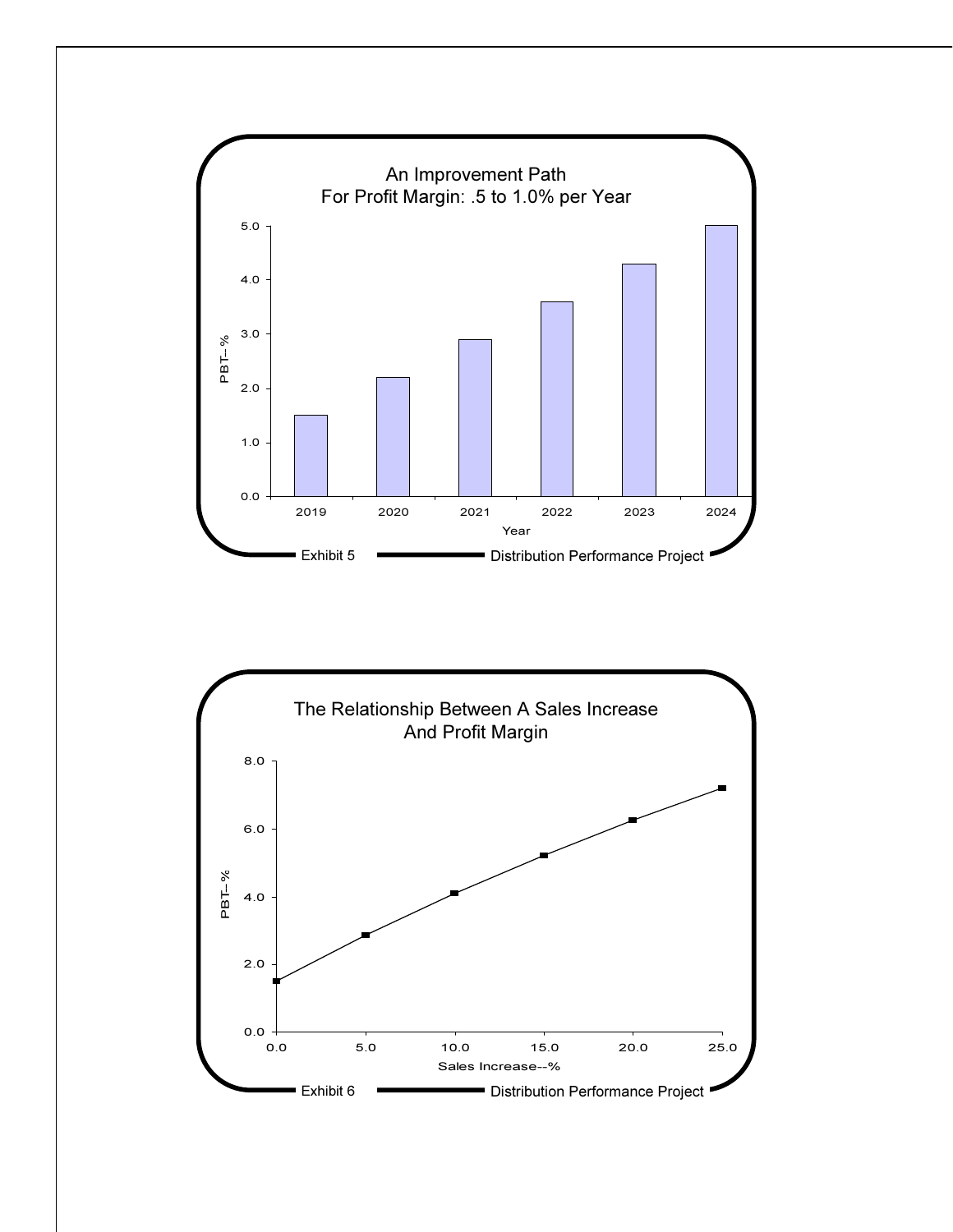An Improvement Path
For Profit Margin: .5 to 1.0% per Year

Exhibit 5 — Distribution Performance Project

The Relationship Between A Sales Increase
And Profit Margin

Exhibit 6 — Distribution Performance Project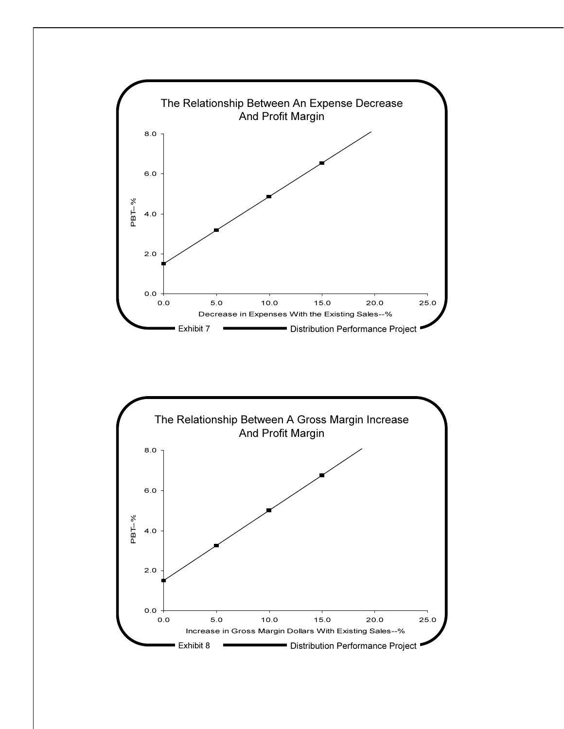## The Relationship Between An Expense Decrease And Profit Margin

PBT–%

8.0
6.0
4.0
2.0
0.0

0.0 5.0 10.0 15.0 20.0 25.0

Decrease in Expenses With the Existing Sales--%

Exhibit 7 Distribution Performance Project

## The Relationship Between A Gross Margin Increase And Profit Margin

PBT–%

8.0
6.0
4.0
2.0
0.0

0.0 5.0 10.0 15.0 20.0 25.0

Increase in Gross Margin Dollars With Existing Sales--%

Exhibit 8 Distribution Performance Project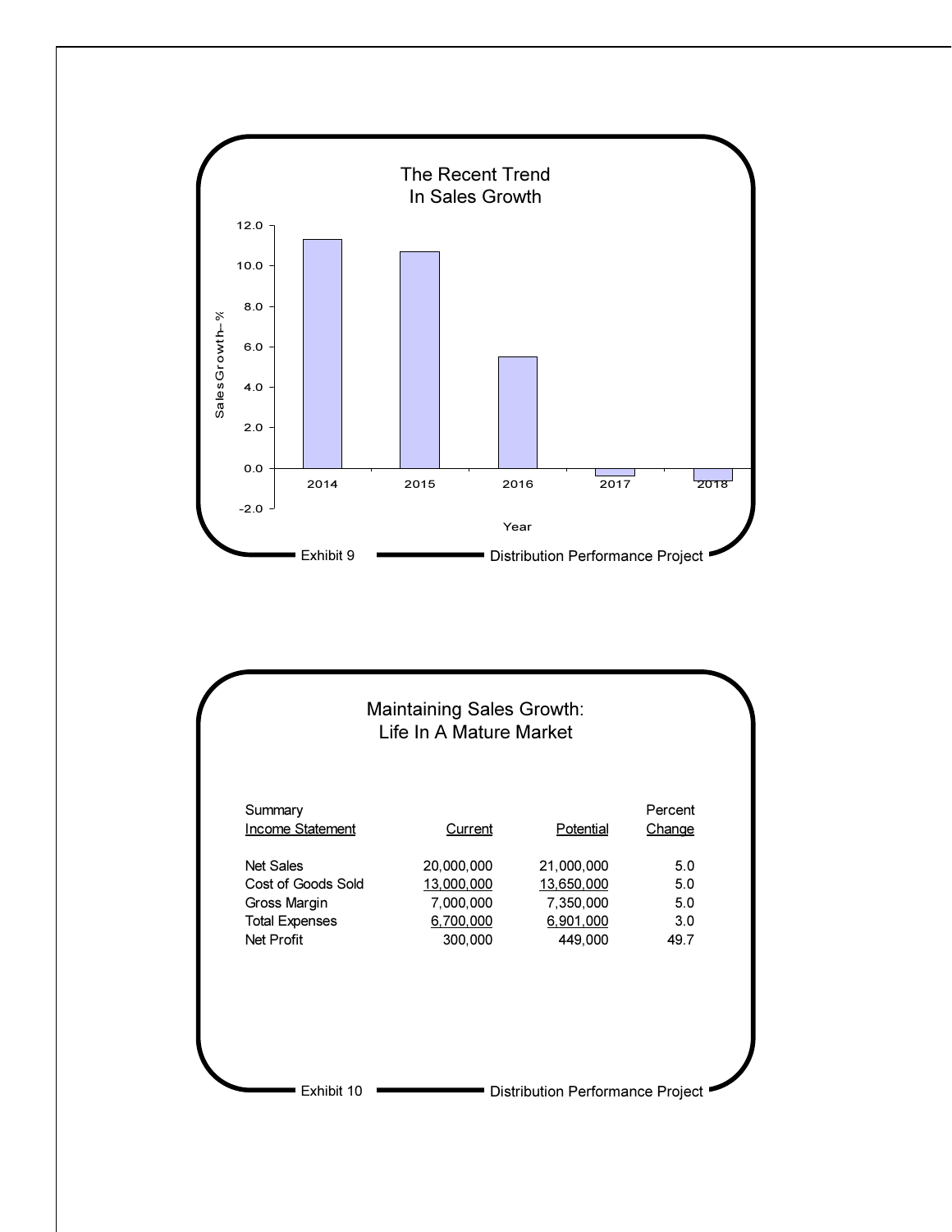## The Recent Trend In Sales Growth

| Year | Sales Growth – % |
|---|---|
| 2014 | 11.3 |
| 2015 | 10.7 |
| 2016 | 5.5 |
| 2017 | -0.4 |
| 2018 | -0.6 |

Exhibit 9 — Distribution Performance Project

## Maintaining Sales Growth: Life In A Mature Market

| Summary Income Statement | Current | Potential | Percent Change |
|---|---|---|---|
| Net Sales | 20,000,000 | 21,000,000 | 5.0 |
| Cost of Goods Sold | 13,000,000 | 13,650,000 | 5.0 |
| Gross Margin | 7,000,000 | 7,350,000 | 5.0 |
| Total Expenses | 6,700,000 | 6,901,000 | 3.0 |
| Net Profit | 300,000 | 449,000 | 49.7 |

Exhibit 10 — Distribution Performance Project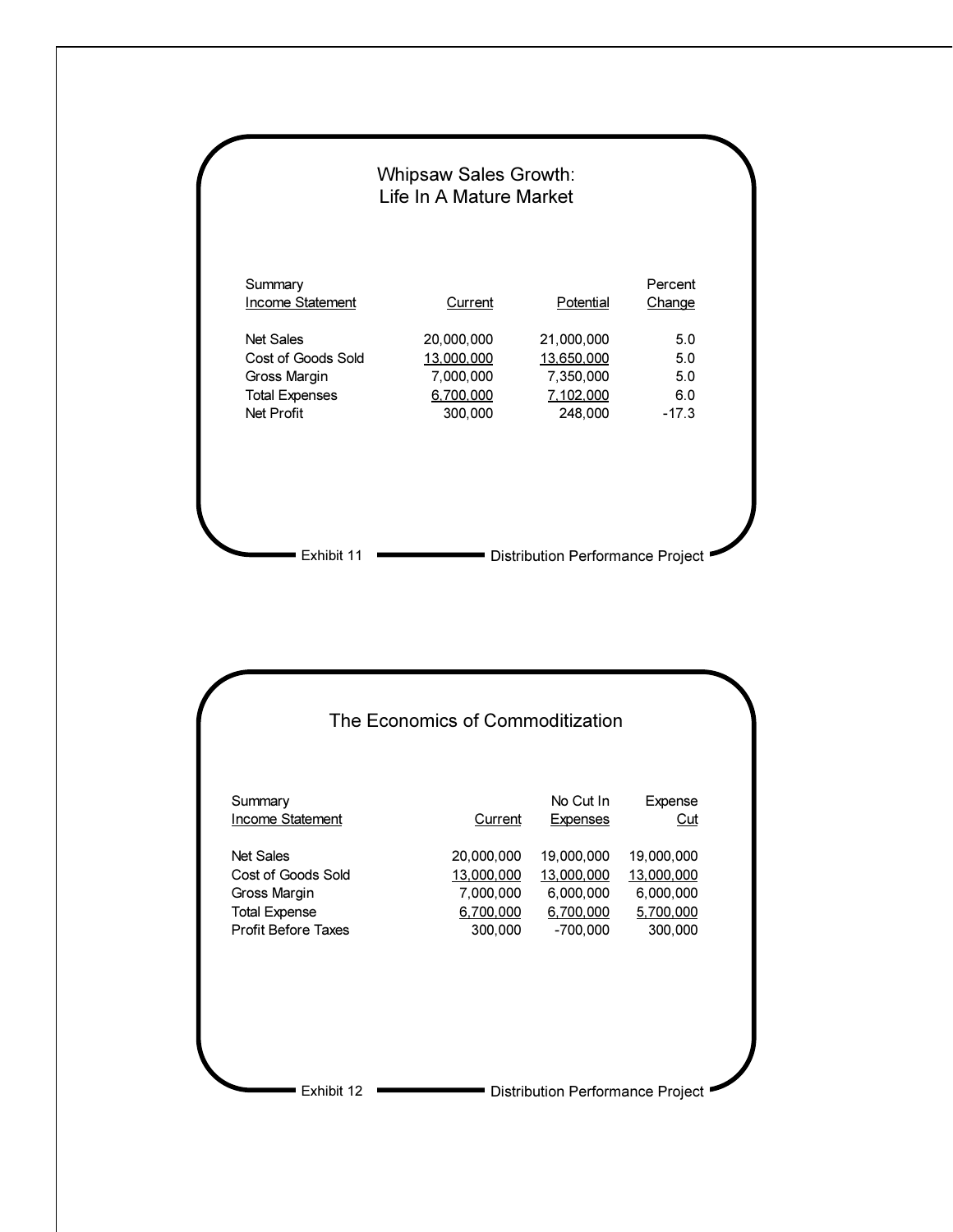## Whipsaw Sales Growth: Life In A Mature Market

| Summary Income Statement | Current | Potential | Percent Change |
|---|---|---|---|
| Net Sales | 20,000,000 | 21,000,000 | 5.0 |
| Cost of Goods Sold | 13,000,000 | 13,650,000 | 5.0 |
| Gross Margin | 7,000,000 | 7,350,000 | 5.0 |
| Total Expenses | 6,700,000 | 7,102,000 | 6.0 |
| Net Profit | 300,000 | 248,000 | -17.3 |

Exhibit 11 — Distribution Performance Project

## The Economics of Commoditization

| Summary Income Statement | Current | No Cut In Expenses | Expense Cut |
|---|---|---|---|
| Net Sales | 20,000,000 | 19,000,000 | 19,000,000 |
| Cost of Goods Sold | 13,000,000 | 13,000,000 | 13,000,000 |
| Gross Margin | 7,000,000 | 6,000,000 | 6,000,000 |
| Total Expense | 6,700,000 | 6,700,000 | 5,700,000 |
| Profit Before Taxes | 300,000 | -700,000 | 300,000 |

Exhibit 12 — Distribution Performance Project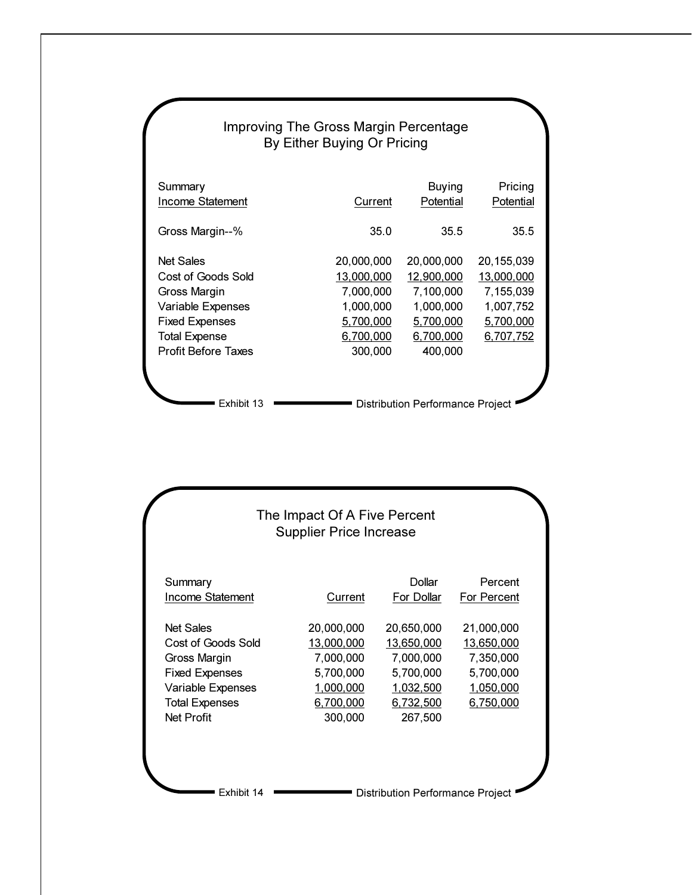## Improving The Gross Margin Percentage By Either Buying Or Pricing

| Summary Income Statement | Current | Buying Potential | Pricing Potential |
|---|---|---|---|
| Gross Margin--% | 35.0 | 35.5 | 35.5 |
| Net Sales | 20,000,000 | 20,000,000 | 20,155,039 |
| Cost of Goods Sold | 13,000,000 | 12,900,000 | 13,000,000 |
| Gross Margin | 7,000,000 | 7,100,000 | 7,155,039 |
| Variable Expenses | 1,000,000 | 1,000,000 | 1,007,752 |
| Fixed Expenses | 5,700,000 | 5,700,000 | 5,700,000 |
| Total Expense | 6,700,000 | 6,700,000 | 6,707,752 |
| Profit Before Taxes | 300,000 | 400,000 | |

Exhibit 13 — Distribution Performance Project

## The Impact Of A Five Percent Supplier Price Increase

| Summary Income Statement | Current | Dollar For Dollar | Percent For Percent |
|---|---|---|---|
| Net Sales | 20,000,000 | 20,650,000 | 21,000,000 |
| Cost of Goods Sold | 13,000,000 | 13,650,000 | 13,650,000 |
| Gross Margin | 7,000,000 | 7,000,000 | 7,350,000 |
| Fixed Expenses | 5,700,000 | 5,700,000 | 5,700,000 |
| Variable Expenses | 1,000,000 | 1,032,500 | 1,050,000 |
| Total Expenses | 6,700,000 | 6,732,500 | 6,750,000 |
| Net Profit | 300,000 | 267,500 | |

Exhibit 14 — Distribution Performance Project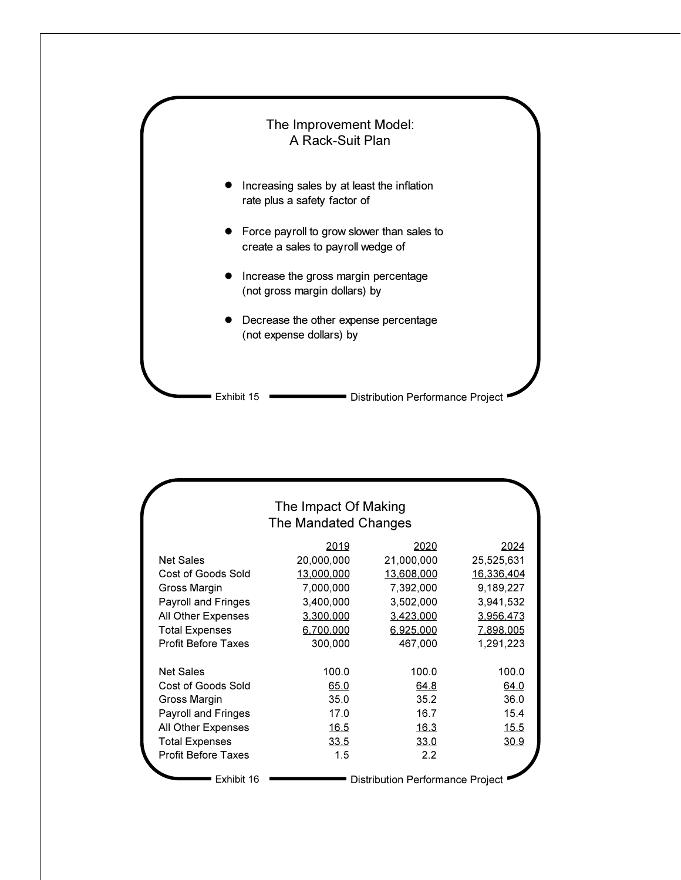## The Improvement Model: A Rack-Suit Plan

- Increasing sales by at least the inflation rate plus a safety factor of
- Force payroll to grow slower than sales to create a sales to payroll wedge of
- Increase the gross margin percentage (not gross margin dollars) by
- Decrease the other expense percentage (not expense dollars) by

Exhibit 15 — Distribution Performance Project

## The Impact Of Making The Mandated Changes

| | 2019 | 2020 | 2024 |
|---|---|---|---|
| Net Sales | 20,000,000 | 21,000,000 | 25,525,631 |
| Cost of Goods Sold | 13,000,000 | 13,608,000 | 16,336,404 |
| Gross Margin | 7,000,000 | 7,392,000 | 9,189,227 |
| Payroll and Fringes | 3,400,000 | 3,502,000 | 3,941,532 |
| All Other Expenses | 3,300,000 | 3,423,000 | 3,956,473 |
| Total Expenses | 6,700,000 | 6,925,000 | 7,898,005 |
| Profit Before Taxes | 300,000 | 467,000 | 1,291,223 |
| | | | |
| Net Sales | 100.0 | 100.0 | 100.0 |
| Cost of Goods Sold | 65.0 | 64.8 | 64.0 |
| Gross Margin | 35.0 | 35.2 | 36.0 |
| Payroll and Fringes | 17.0 | 16.7 | 15.4 |
| All Other Expenses | 16.5 | 16.3 | 15.5 |
| Total Expenses | 33.5 | 33.0 | 30.9 |
| Profit Before Taxes | 1.5 | 2.2 | |

Exhibit 16 — Distribution Performance Project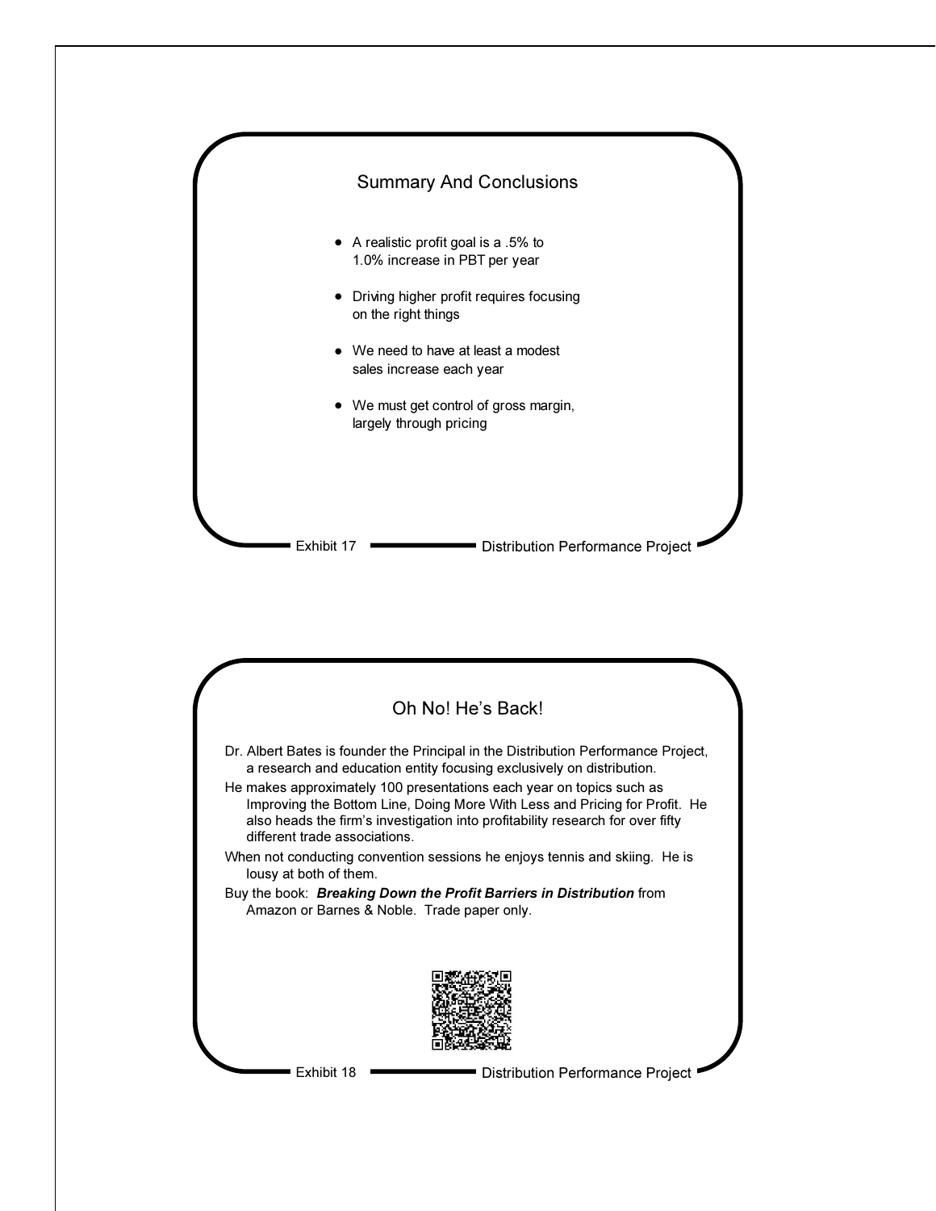## Summary And Conclusions

- A realistic profit goal is a .5% to 1.0% increase in PBT per year
- Driving higher profit requires focusing on the right things
- We need to have at least a modest sales increase each year
- We must get control of gross margin, largely through pricing

Exhibit 17 Distribution Performance Project

## Oh No! He's Back!

Dr. Albert Bates is founder the Principal in the Distribution Performance Project, a research and education entity focusing exclusively on distribution.

He makes approximately 100 presentations each year on topics such as Improving the Bottom Line, Doing More With Less and Pricing for Profit. He also heads the firm's investigation into profitability research for over fifty different trade associations.

When not conducting convention sessions he enjoys tennis and skiing. He is lousy at both of them.

Buy the book: ***Breaking Down the Profit Barriers in Distribution*** from Amazon or Barnes & Noble. Trade paper only.

Exhibit 18 Distribution Performance Project